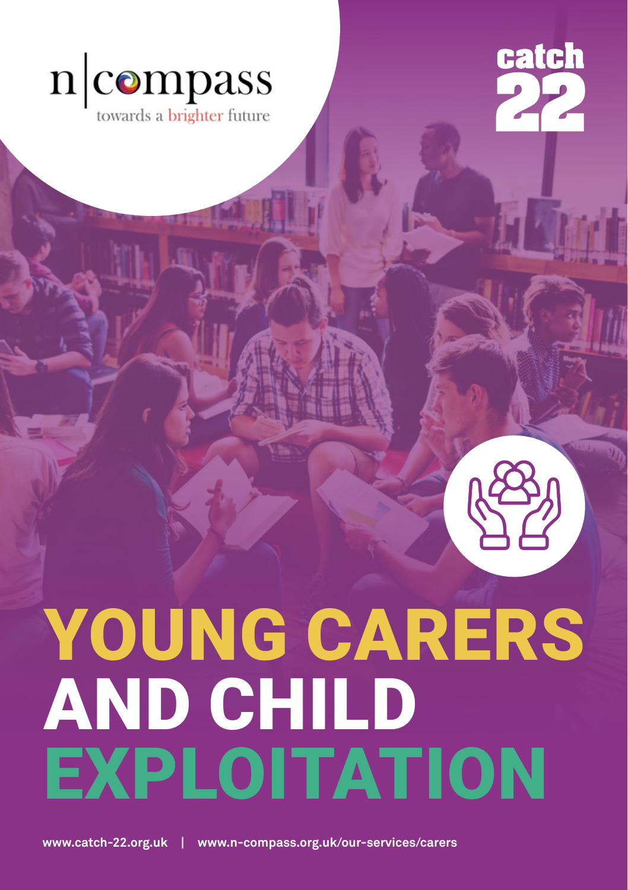n|compass
towards a brighter future

catch 22

# YOUNG CARERS AND CHILD EXPLOITATION

www.catch-22.org.uk | www.n-compass.org.uk/our-services/carers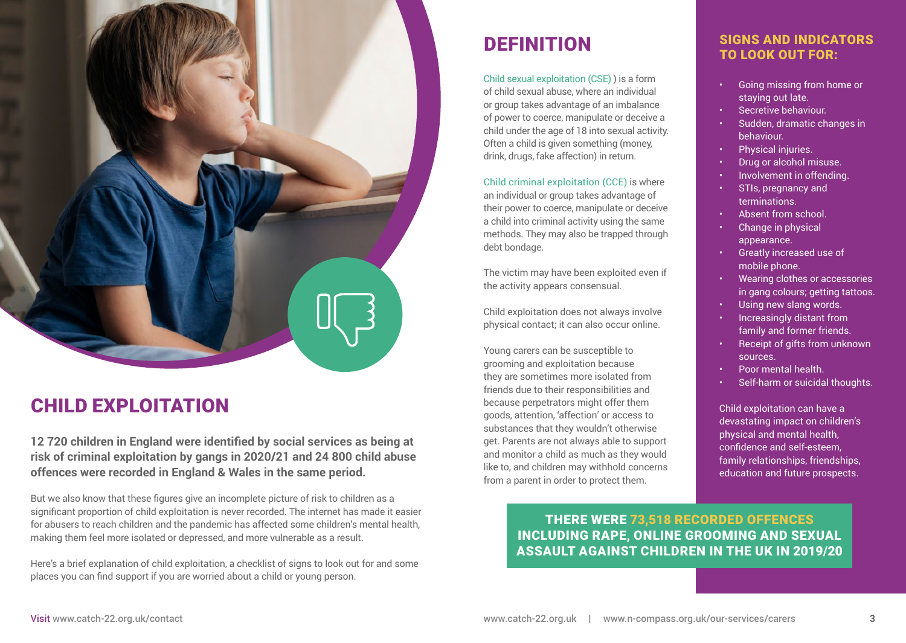## CHILD EXPLOITATION

**12 720 children in England were identified by social services as being at risk of criminal exploitation by gangs in 2020/21 and 24 800 child abuse offences were recorded in England & Wales in the same period.**

But we also know that these figures give an incomplete picture of risk to children as a significant proportion of child exploitation is never recorded. The internet has made it easier for abusers to reach children and the pandemic has affected some children's mental health, making them feel more isolated or depressed, and more vulnerable as a result.

Here's a brief explanation of child exploitation, a checklist of signs to look out for and some places you can find support if you are worried about a child or young person.

Visit www.catch-22.org.uk/contact

## DEFINITION

Child sexual exploitation (CSE) ) is a form of child sexual abuse, where an individual or group takes advantage of an imbalance of power to coerce, manipulate or deceive a child under the age of 18 into sexual activity. Often a child is given something (money, drink, drugs, fake affection) in return.

Child criminal exploitation (CCE) is where an individual or group takes advantage of their power to coerce, manipulate or deceive a child into criminal activity using the same methods. They may also be trapped through debt bondage.

The victim may have been exploited even if the activity appears consensual.

Child exploitation does not always involve physical contact; it can also occur online.

Young carers can be susceptible to grooming and exploitation because they are sometimes more isolated from friends due to their responsibilities and because perpetrators might offer them goods, attention, 'affection' or access to substances that they wouldn't otherwise get. Parents are not always able to support and monitor a child as much as they would like to, and children may withhold concerns from a parent in order to protect them.

### SIGNS AND INDICATORS TO LOOK OUT FOR:

- Going missing from home or staying out late.
- Secretive behaviour.
- Sudden, dramatic changes in behaviour.
- Physical injuries.
- Drug or alcohol misuse.
- Involvement in offending.
- STIs, pregnancy and terminations.
- Absent from school.
- Change in physical appearance.
- Greatly increased use of mobile phone.
- Wearing clothes or accessories in gang colours; getting tattoos.
- Using new slang words.
- Increasingly distant from family and former friends.
- Receipt of gifts from unknown sources.
- Poor mental health.
- Self-harm or suicidal thoughts.

Child exploitation can have a devastating impact on children's physical and mental health, confidence and self-esteem, family relationships, friendships, education and future prospects.

**THERE WERE 73,518 RECORDED OFFENCES INCLUDING RAPE, ONLINE GROOMING AND SEXUAL ASSAULT AGAINST CHILDREN IN THE UK IN 2019/20**

www.catch-22.org.uk | www.n-compass.org.uk/our-services/carers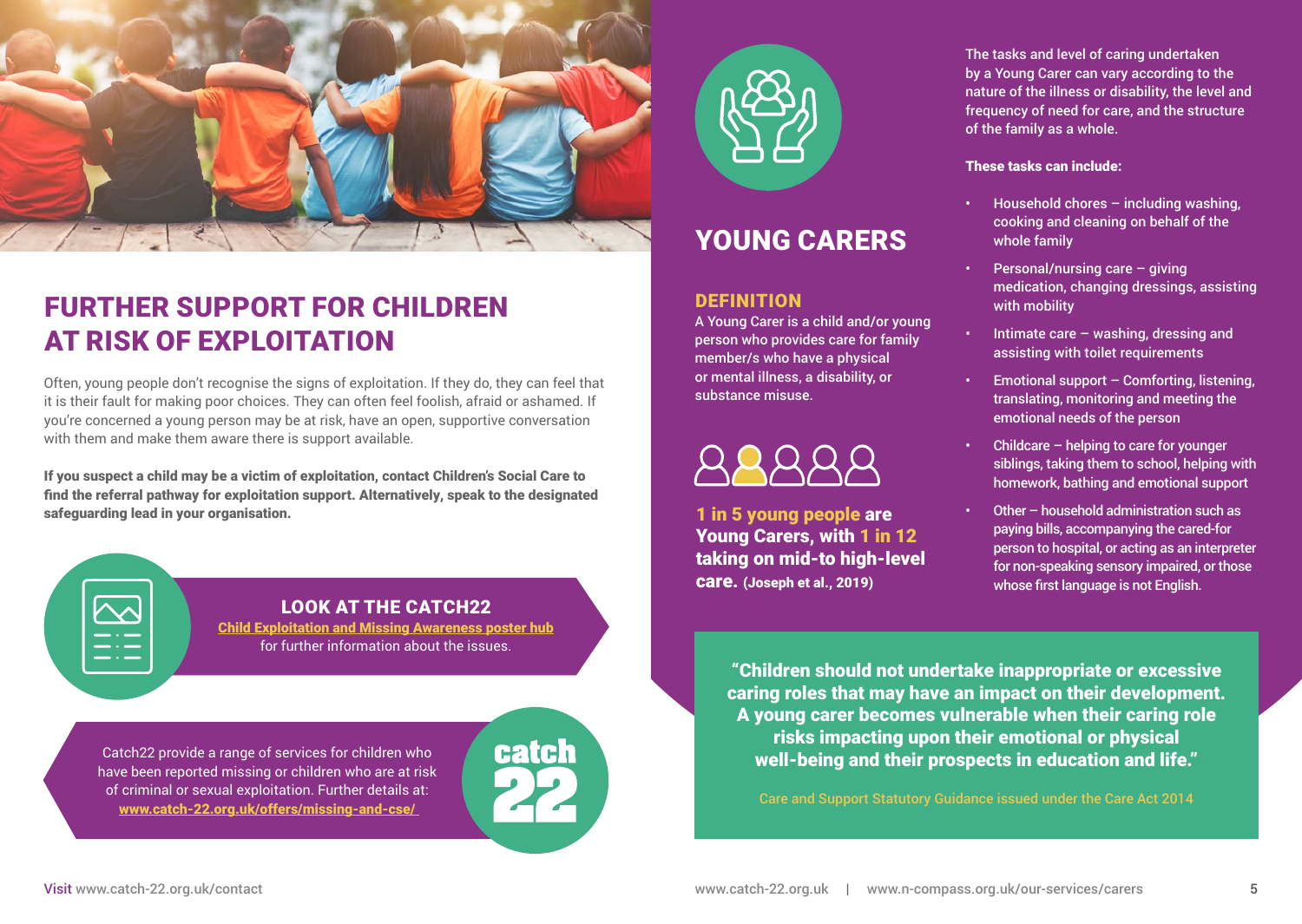# FURTHER SUPPORT FOR CHILDREN AT RISK OF EXPLOITATION

Often, young people don't recognise the signs of exploitation. If they do, they can feel that it is their fault for making poor choices. They can often feel foolish, afraid or ashamed. If you're concerned a young person may be at risk, have an open, supportive conversation with them and make them aware there is support available.

**If you suspect a child may be a victim of exploitation, contact Children's Social Care to find the referral pathway for exploitation support. Alternatively, speak to the designated safeguarding lead in your organisation.**

**LOOK AT THE CATCH22**
**Child Exploitation and Missing Awareness poster hub**
for further information about the issues.

Catch22 provide a range of services for children who have been reported missing or children who are at risk of criminal or sexual exploitation. Further details at: **www.catch-22.org.uk/offers/missing-and-cse/**

# YOUNG CARERS

## DEFINITION

A Young Carer is a child and/or young person who provides care for family member/s who have a physical or mental illness, a disability, or substance misuse.

**1 in 5 young people are Young Carers, with 1 in 12 taking on mid-to high-level care.** (Joseph et al., 2019)

The tasks and level of caring undertaken by a Young Carer can vary according to the nature of the illness or disability, the level and frequency of need for care, and the structure of the family as a whole.

**These tasks can include:**

- Household chores – including washing, cooking and cleaning on behalf of the whole family
- Personal/nursing care – giving medication, changing dressings, assisting with mobility
- Intimate care – washing, dressing and assisting with toilet requirements
- Emotional support – Comforting, listening, translating, monitoring and meeting the emotional needs of the person
- Childcare – helping to care for younger siblings, taking them to school, helping with homework, bathing and emotional support
- Other – household administration such as paying bills, accompanying the cared-for person to hospital, or acting as an interpreter for non-speaking sensory impaired, or those whose first language is not English.

**"Children should not undertake inappropriate or excessive caring roles that may have an impact on their development. A young carer becomes vulnerable when their caring role risks impacting upon their emotional or physical well-being and their prospects in education and life."**

Care and Support Statutory Guidance issued under the Care Act 2014

Visit www.catch-22.org.uk/contact

www.catch-22.org.uk | www.n-compass.org.uk/our-services/carers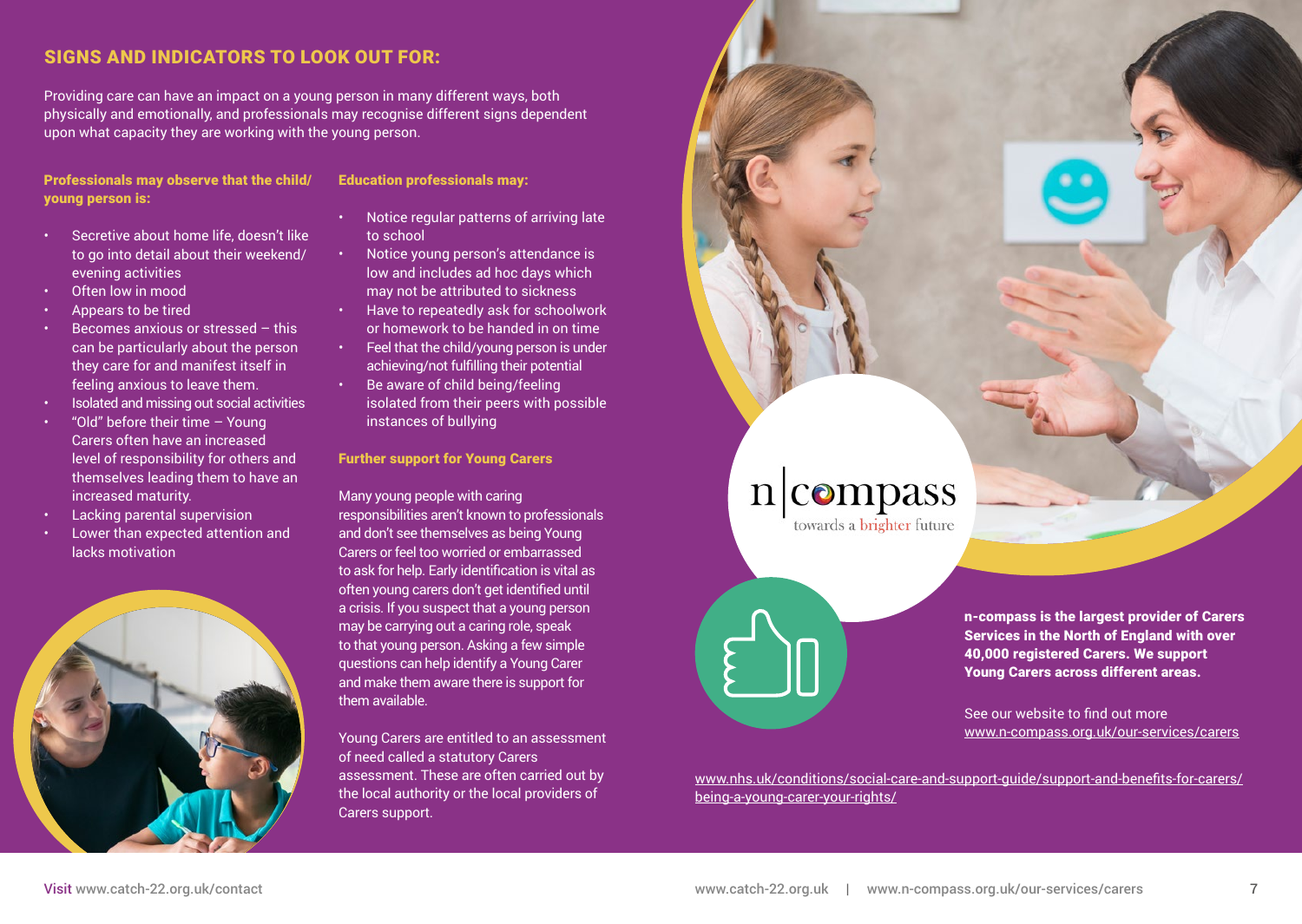## SIGNS AND INDICATORS TO LOOK OUT FOR:

Providing care can have an impact on a young person in many different ways, both physically and emotionally, and professionals may recognise different signs dependent upon what capacity they are working with the young person.

**Professionals may observe that the child/ young person is:**

- Secretive about home life, doesn't like to go into detail about their weekend/ evening activities
- Often low in mood
- Appears to be tired
- Becomes anxious or stressed – this can be particularly about the person they care for and manifest itself in feeling anxious to leave them.
- Isolated and missing out social activities
- "Old" before their time – Young Carers often have an increased level of responsibility for others and themselves leading them to have an increased maturity.
- Lacking parental supervision
- Lower than expected attention and lacks motivation

**Education professionals may:**

- Notice regular patterns of arriving late to school
- Notice young person's attendance is low and includes ad hoc days which may not be attributed to sickness
- Have to repeatedly ask for schoolwork or homework to be handed in on time
- Feel that the child/young person is under achieving/not fulfilling their potential
- Be aware of child being/feeling isolated from their peers with possible instances of bullying

**Further support for Young Carers**

Many young people with caring responsibilities aren't known to professionals and don't see themselves as being Young Carers or feel too worried or embarrassed to ask for help. Early identification is vital as often young carers don't get identified until a crisis. If you suspect that a young person may be carrying out a caring role, speak to that young person. Asking a few simple questions can help identify a Young Carer and make them aware there is support for them available.

Young Carers are entitled to an assessment of need called a statutory Carers assessment. These are often carried out by the local authority or the local providers of Carers support.

n|compass
towards a brighter future

**n-compass is the largest provider of Carers Services in the North of England with over 40,000 registered Carers. We support Young Carers across different areas.**

See our website to find out more
www.n-compass.org.uk/our-services/carers

www.nhs.uk/conditions/social-care-and-support-guide/support-and-benefits-for-carers/being-a-young-carer-your-rights/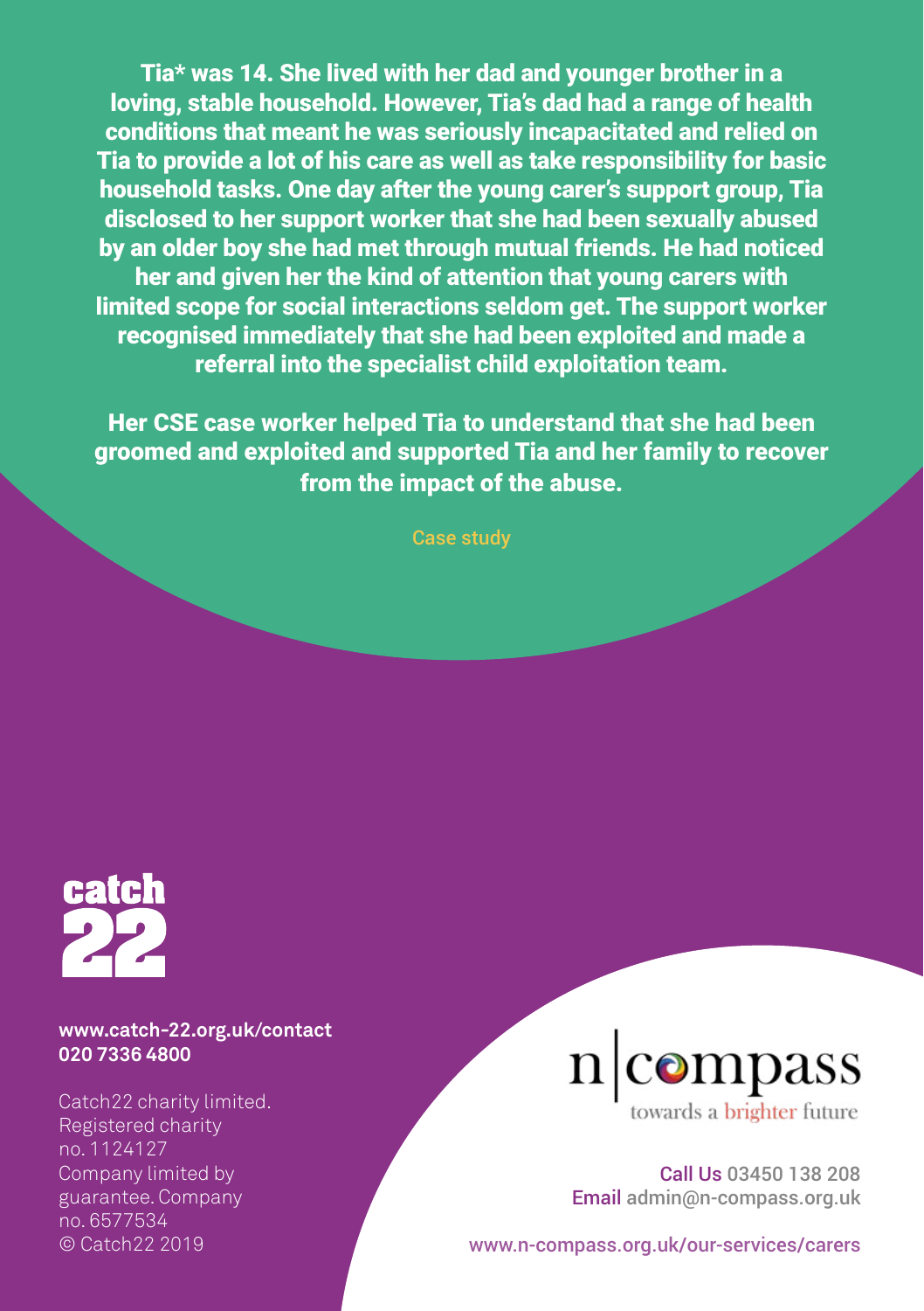**Tia* was 14. She lived with her dad and younger brother in a loving, stable household. However, Tia's dad had a range of health conditions that meant he was seriously incapacitated and relied on Tia to provide a lot of his care as well as take responsibility for basic household tasks. One day after the young carer's support group, Tia disclosed to her support worker that she had been sexually abused by an older boy she had met through mutual friends. He had noticed her and given her the kind of attention that young carers with limited scope for social interactions seldom get. The support worker recognised immediately that she had been exploited and made a referral into the specialist child exploitation team.**

**Her CSE case worker helped Tia to understand that she had been groomed and exploited and supported Tia and her family to recover from the impact of the abuse.**

Case study

catch 22

**www.catch-22.org.uk/contact**
**020 7336 4800**

Catch22 charity limited. Registered charity no. 1124127
Company limited by guarantee. Company no. 6577534
© Catch22 2019

n|compass
towards a brighter future

Call Us 03450 138 208
Email admin@n-compass.org.uk

www.n-compass.org.uk/our-services/carers